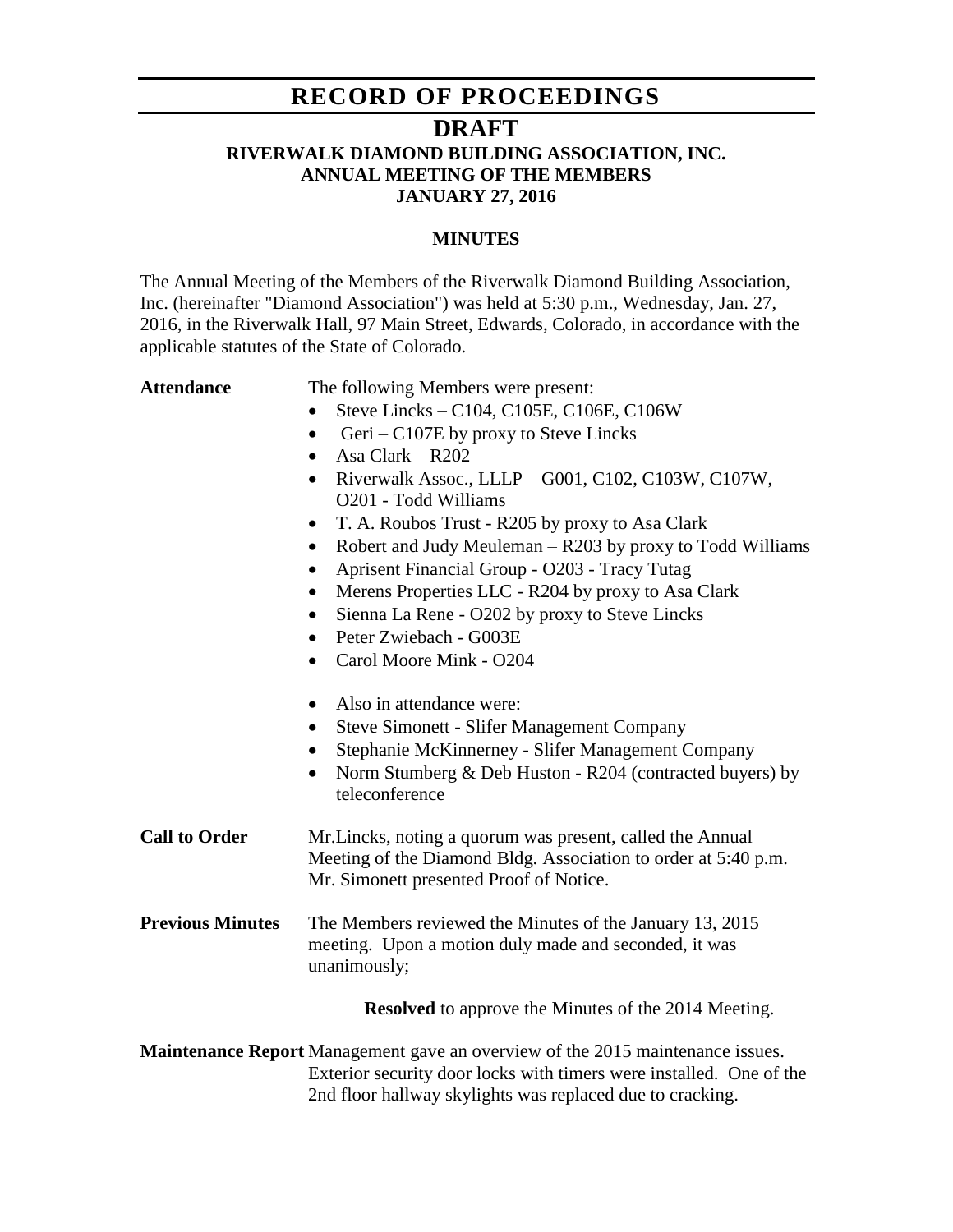# RECORD OF PROCEEDINGS

## DRAFT

### RIVERWALK DIAMOND BUILDING ASSOCIATION, INC.
### ANNUAL MEETING OF THE MEMBERS
### JANUARY 27, 2016

#### MINUTES

The Annual Meeting of the Members of the Riverwalk Diamond Building Association, Inc. (hereinafter "Diamond Association") was held at 5:30 p.m., Wednesday, Jan. 27, 2016, in the Riverwalk Hall, 97 Main Street, Edwards, Colorado, in accordance with the applicable statutes of the State of Colorado.

**Attendance**

The following Members were present:

- Steve Lincks – C104, C105E, C106E, C106W
- Geri – C107E by proxy to Steve Lincks
- Asa Clark – R202
- Riverwalk Assoc., LLLP – G001, C102, C103W, C107W, O201 - Todd Williams
- T. A. Roubos Trust - R205 by proxy to Asa Clark
- Robert and Judy Meuleman – R203 by proxy to Todd Williams
- Aprisent Financial Group - O203 - Tracy Tutag
- Merens Properties LLC - R204 by proxy to Asa Clark
- Sienna La Rene - O202 by proxy to Steve Lincks
- Peter Zwiebach - G003E
- Carol Moore Mink - O204

- Also in attendance were:
- Steve Simonett - Slifer Management Company
- Stephanie McKinnerney - Slifer Management Company
- Norm Stumberg & Deb Huston - R204 (contracted buyers) by teleconference

**Call to Order**

Mr.Lincks, noting a quorum was present, called the Annual Meeting of the Diamond Bldg. Association to order at 5:40 p.m. Mr. Simonett presented Proof of Notice.

**Previous Minutes**

The Members reviewed the Minutes of the January 13, 2015 meeting. Upon a motion duly made and seconded, it was unanimously;

**Resolved** to approve the Minutes of the 2014 Meeting.

**Maintenance Report**

Management gave an overview of the 2015 maintenance issues. Exterior security door locks with timers were installed. One of the 2nd floor hallway skylights was replaced due to cracking.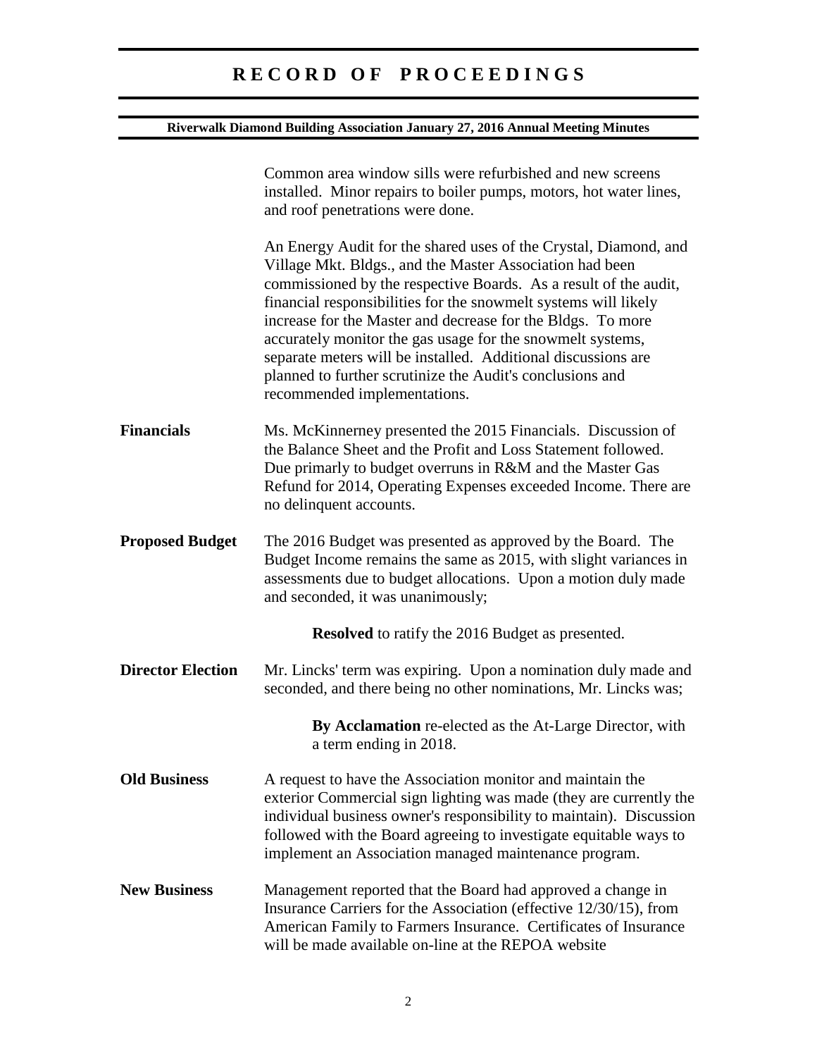Common area window sills were refurbished and new screens installed. Minor repairs to boiler pumps, motors, hot water lines, and roof penetrations were done.

An Energy Audit for the shared uses of the Crystal, Diamond, and Village Mkt. Bldgs., and the Master Association had been commissioned by the respective Boards. As a result of the audit, financial responsibilities for the snowmelt systems will likely increase for the Master and decrease for the Bldgs. To more accurately monitor the gas usage for the snowmelt systems, separate meters will be installed. Additional discussions are planned to further scrutinize the Audit's conclusions and recommended implementations.

**Financials**

Ms. McKinnerney presented the 2015 Financials. Discussion of the Balance Sheet and the Profit and Loss Statement followed. Due primarily to budget overruns in R&M and the Master Gas Refund for 2014, Operating Expenses exceeded Income. There are no delinquent accounts.

**Proposed Budget**

The 2016 Budget was presented as approved by the Board. The Budget Income remains the same as 2015, with slight variances in assessments due to budget allocations. Upon a motion duly made and seconded, it was unanimously;

> **Resolved** to ratify the 2016 Budget as presented.

**Director Election**

Mr. Lincks' term was expiring. Upon a nomination duly made and seconded, and there being no other nominations, Mr. Lincks was;

> **By Acclamation** re-elected as the At-Large Director, with a term ending in 2018.

**Old Business**

A request to have the Association monitor and maintain the exterior Commercial sign lighting was made (they are currently the individual business owner's responsibility to maintain). Discussion followed with the Board agreeing to investigate equitable ways to implement an Association managed maintenance program.

**New Business**

Management reported that the Board had approved a change in Insurance Carriers for the Association (effective 12/30/15), from American Family to Farmers Insurance. Certificates of Insurance will be made available on-line at the REPOA website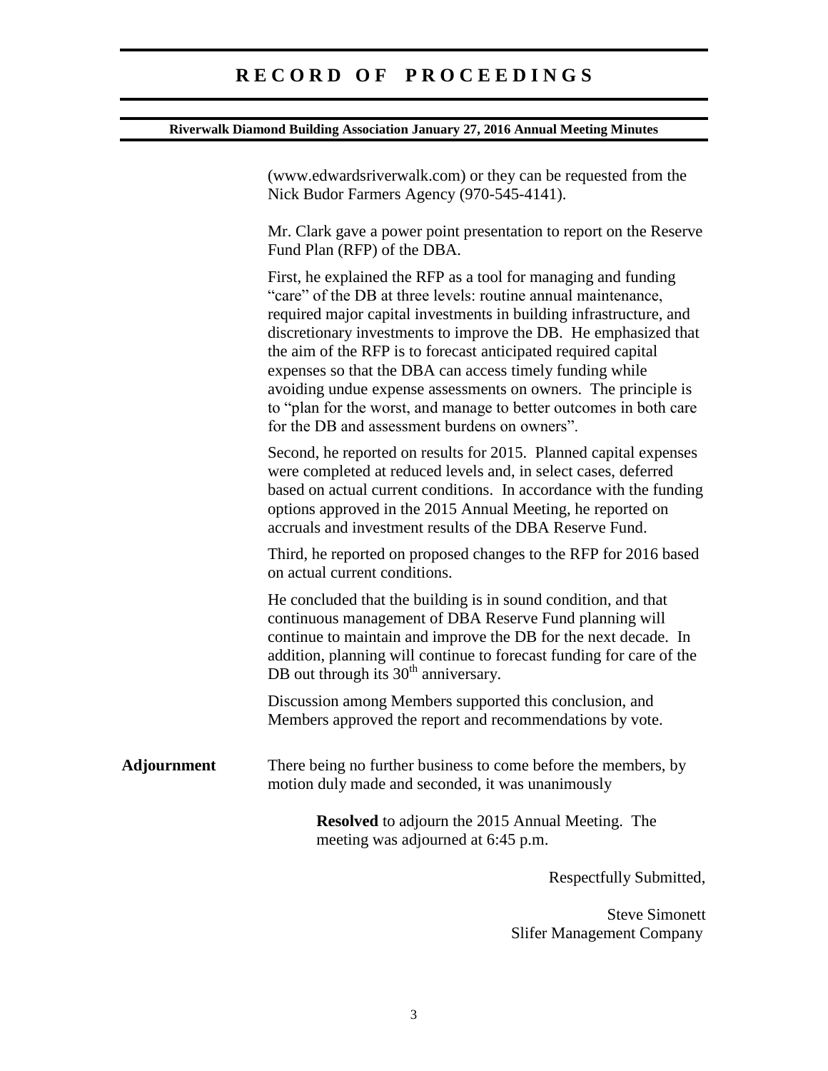(www.edwardsriverwalk.com) or they can be requested from the Nick Budor Farmers Agency (970-545-4141).

Mr. Clark gave a power point presentation to report on the Reserve Fund Plan (RFP) of the DBA.

First, he explained the RFP as a tool for managing and funding "care" of the DB at three levels: routine annual maintenance, required major capital investments in building infrastructure, and discretionary investments to improve the DB. He emphasized that the aim of the RFP is to forecast anticipated required capital expenses so that the DBA can access timely funding while avoiding undue expense assessments on owners. The principle is to "plan for the worst, and manage to better outcomes in both care for the DB and assessment burdens on owners".

Second, he reported on results for 2015. Planned capital expenses were completed at reduced levels and, in select cases, deferred based on actual current conditions. In accordance with the funding options approved in the 2015 Annual Meeting, he reported on accruals and investment results of the DBA Reserve Fund.

Third, he reported on proposed changes to the RFP for 2016 based on actual current conditions.

He concluded that the building is in sound condition, and that continuous management of DBA Reserve Fund planning will continue to maintain and improve the DB for the next decade. In addition, planning will continue to forecast funding for care of the DB out through its 30th anniversary.

Discussion among Members supported this conclusion, and Members approved the report and recommendations by vote.

**Adjournment**

There being no further business to come before the members, by motion duly made and seconded, it was unanimously

**Resolved** to adjourn the 2015 Annual Meeting. The meeting was adjourned at 6:45 p.m.

Respectfully Submitted,

Steve Simonett
Slifer Management Company